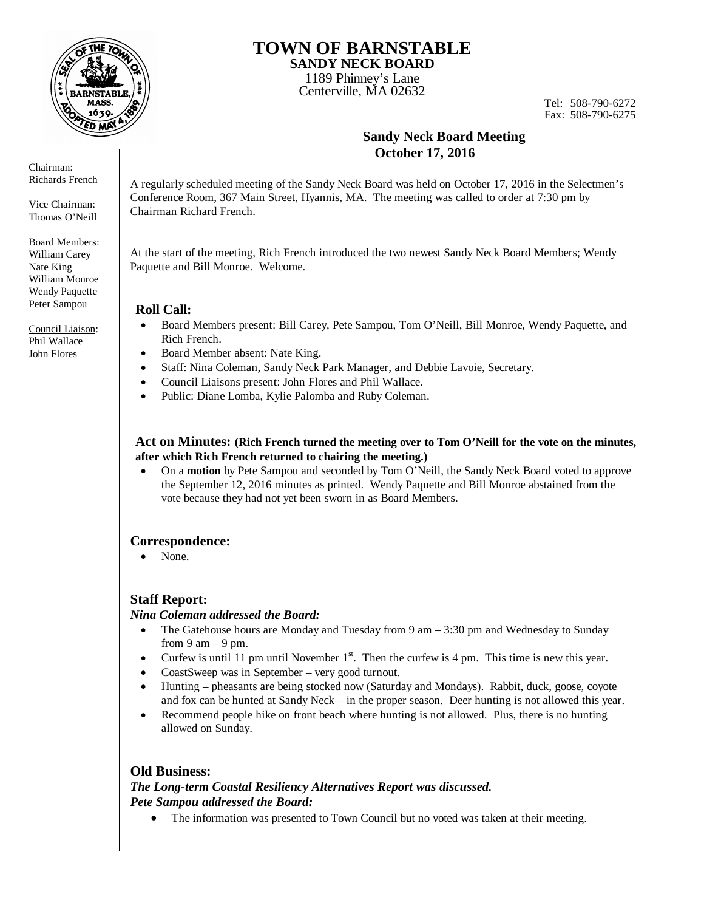# TOWN OF BARNSTABLE

**SANDY NECK BOARD**

1189 Phinney's Lane
Centerville, MA 02632

Tel: 508-790-6272
Fax: 508-790-6275

Chairman:
Richards French

Vice Chairman:
Thomas O'Neill

Board Members:
William Carey
Nate King
William Monroe
Wendy Paquette
Peter Sampou

Council Liaison:
Phil Wallace
John Flores

## Sandy Neck Board Meeting
## October 17, 2016

A regularly scheduled meeting of the Sandy Neck Board was held on October 17, 2016 in the Selectmen's Conference Room, 367 Main Street, Hyannis, MA. The meeting was called to order at 7:30 pm by Chairman Richard French.

At the start of the meeting, Rich French introduced the two newest Sandy Neck Board Members; Wendy Paquette and Bill Monroe. Welcome.

### Roll Call:

- Board Members present: Bill Carey, Pete Sampou, Tom O'Neill, Bill Monroe, Wendy Paquette, and Rich French.
- Board Member absent: Nate King.
- Staff: Nina Coleman, Sandy Neck Park Manager, and Debbie Lavoie, Secretary.
- Council Liaisons present: John Flores and Phil Wallace.
- Public: Diane Lomba, Kylie Palomba and Ruby Coleman.

### Act on Minutes: **(Rich French turned the meeting over to Tom O'Neill for the vote on the minutes, after which Rich French returned to chairing the meeting.)**

- On a **motion** by Pete Sampou and seconded by Tom O'Neill, the Sandy Neck Board voted to approve the September 12, 2016 minutes as printed. Wendy Paquette and Bill Monroe abstained from the vote because they had not yet been sworn in as Board Members.

### Correspondence:

- None.

### Staff Report:

***Nina Coleman addressed the Board:***

- The Gatehouse hours are Monday and Tuesday from 9 am – 3:30 pm and Wednesday to Sunday from 9 am – 9 pm.
- Curfew is until 11 pm until November 1st. Then the curfew is 4 pm. This time is new this year.
- CoastSweep was in September – very good turnout.
- Hunting – pheasants are being stocked now (Saturday and Mondays). Rabbit, duck, goose, coyote and fox can be hunted at Sandy Neck – in the proper season. Deer hunting is not allowed this year.
- Recommend people hike on front beach where hunting is not allowed. Plus, there is no hunting allowed on Sunday.

### Old Business:

***The Long-term Coastal Resiliency Alternatives Report was discussed.***
***Pete Sampou addressed the Board:***

- The information was presented to Town Council but no voted was taken at their meeting.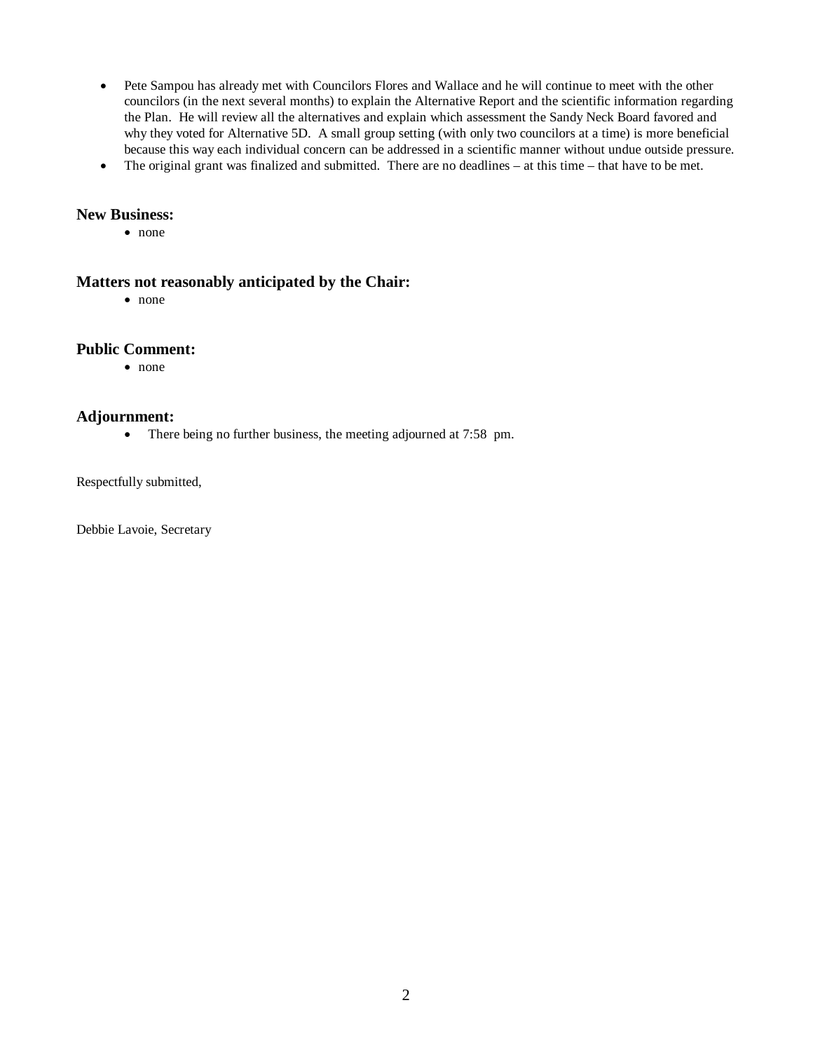- Pete Sampou has already met with Councilors Flores and Wallace and he will continue to meet with the other councilors (in the next several months) to explain the Alternative Report and the scientific information regarding the Plan. He will review all the alternatives and explain which assessment the Sandy Neck Board favored and why they voted for Alternative 5D. A small group setting (with only two councilors at a time) is more beneficial because this way each individual concern can be addressed in a scientific manner without undue outside pressure.
- The original grant was finalized and submitted. There are no deadlines – at this time – that have to be met.

## New Business:

- none

## Matters not reasonably anticipated by the Chair:

- none

## Public Comment:

- none

## Adjournment:

- There being no further business, the meeting adjourned at 7:58 pm.

Respectfully submitted,

Debbie Lavoie, Secretary